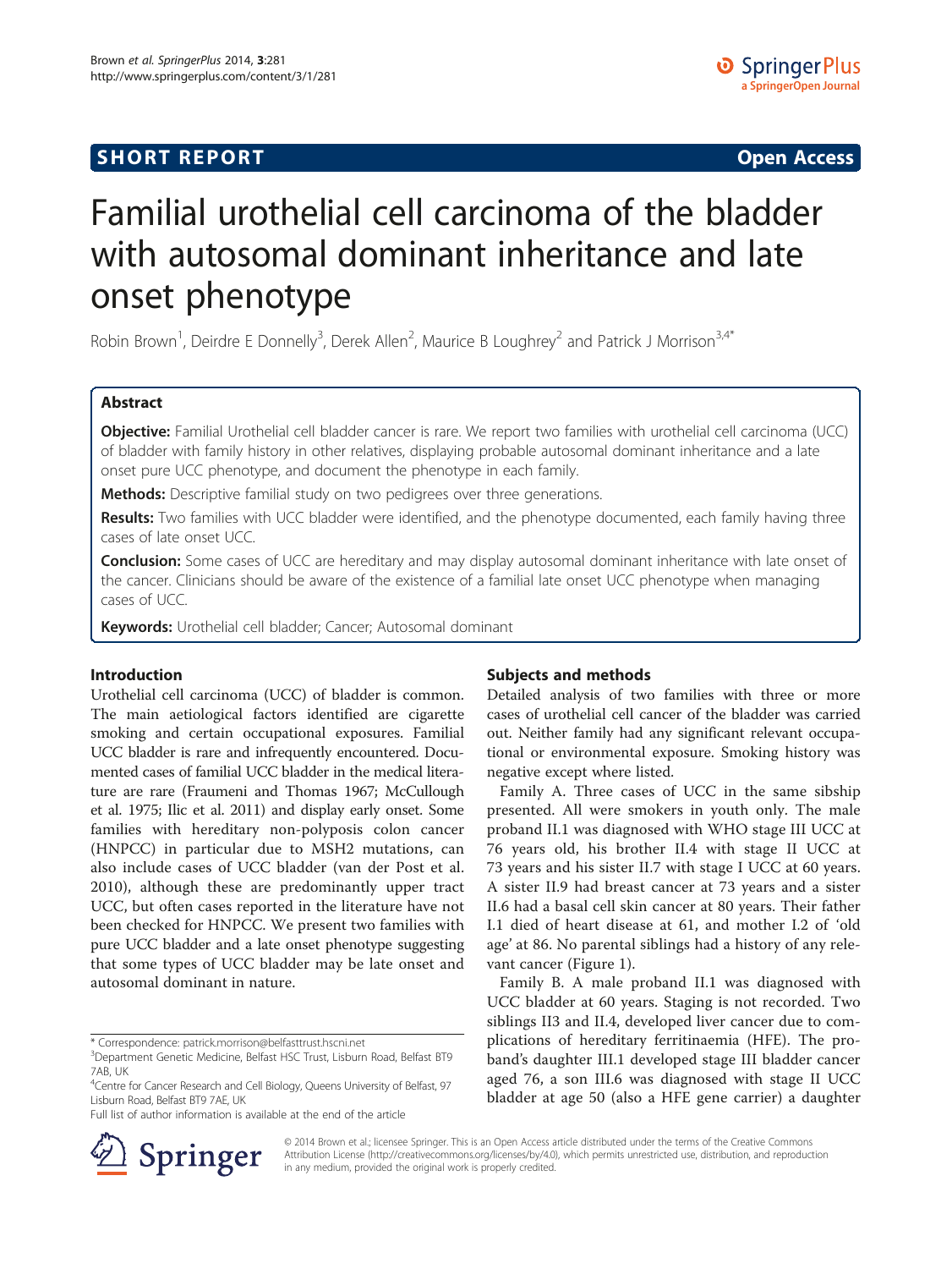**SHORT REPORT** **Open Access**

# Familial urothelial cell carcinoma of the bladder with autosomal dominant inheritance and late onset phenotype

Robin Brown[1], Deirdre E Donnelly[3], Derek Allen[2], Maurice B Loughrey[2] and Patrick J Morrison[3,4*]

## Abstract

**Objective:** Familial Urothelial cell bladder cancer is rare. We report two families with urothelial cell carcinoma (UCC) of bladder with family history in other relatives, displaying probable autosomal dominant inheritance and a late onset pure UCC phenotype, and document the phenotype in each family.

**Methods:** Descriptive familial study on two pedigrees over three generations.

**Results:** Two families with UCC bladder were identified, and the phenotype documented, each family having three cases of late onset UCC.

**Conclusion:** Some cases of UCC are hereditary and may display autosomal dominant inheritance with late onset of the cancer. Clinicians should be aware of the existence of a familial late onset UCC phenotype when managing cases of UCC.

**Keywords:** Urothelial cell bladder; Cancer; Autosomal dominant

## Introduction

Urothelial cell carcinoma (UCC) of bladder is common. The main aetiological factors identified are cigarette smoking and certain occupational exposures. Familial UCC bladder is rare and infrequently encountered. Documented cases of familial UCC bladder in the medical literature are rare (Fraumeni and Thomas 1967; McCullough et al. 1975; Ilic et al. 2011) and display early onset. Some families with hereditary non-polyposis colon cancer (HNPCC) in particular due to MSH2 mutations, can also include cases of UCC bladder (van der Post et al. 2010), although these are predominantly upper tract UCC, but often cases reported in the literature have not been checked for HNPCC. We present two families with pure UCC bladder and a late onset phenotype suggesting that some types of UCC bladder may be late onset and autosomal dominant in nature.

## Subjects and methods

Detailed analysis of two families with three or more cases of urothelial cell cancer of the bladder was carried out. Neither family had any significant relevant occupational or environmental exposure. Smoking history was negative except where listed.

Family A. Three cases of UCC in the same sibship presented. All were smokers in youth only. The male proband II.1 was diagnosed with WHO stage III UCC at 76 years old, his brother II.4 with stage II UCC at 73 years and his sister II.7 with stage I UCC at 60 years. A sister II.9 had breast cancer at 73 years and a sister II.6 had a basal cell skin cancer at 80 years. Their father I.1 died of heart disease at 61, and mother I.2 of 'old age' at 86. No parental siblings had a history of any relevant cancer (Figure 1).

Family B. A male proband II.1 was diagnosed with UCC bladder at 60 years. Staging is not recorded. Two siblings II3 and II.4, developed liver cancer due to complications of hereditary ferritinaemia (HFE). The proband's daughter III.1 developed stage III bladder cancer aged 76, a son III.6 was diagnosed with stage II UCC bladder at age 50 (also a HFE gene carrier) a daughter

---

\* Correspondence: patrick.morrison@belfasttrust.hscni.net
[3]Department Genetic Medicine, Belfast HSC Trust, Lisburn Road, Belfast BT9 7AB, UK
[4]Centre for Cancer Research and Cell Biology, Queens University of Belfast, 97 Lisburn Road, Belfast BT9 7AE, UK
Full list of author information is available at the end of the article

© 2014 Brown et al.; licensee Springer. This is an Open Access article distributed under the terms of the Creative Commons Attribution License (http://creativecommons.org/licenses/by/4.0), which permits unrestricted use, distribution, and reproduction in any medium, provided the original work is properly credited.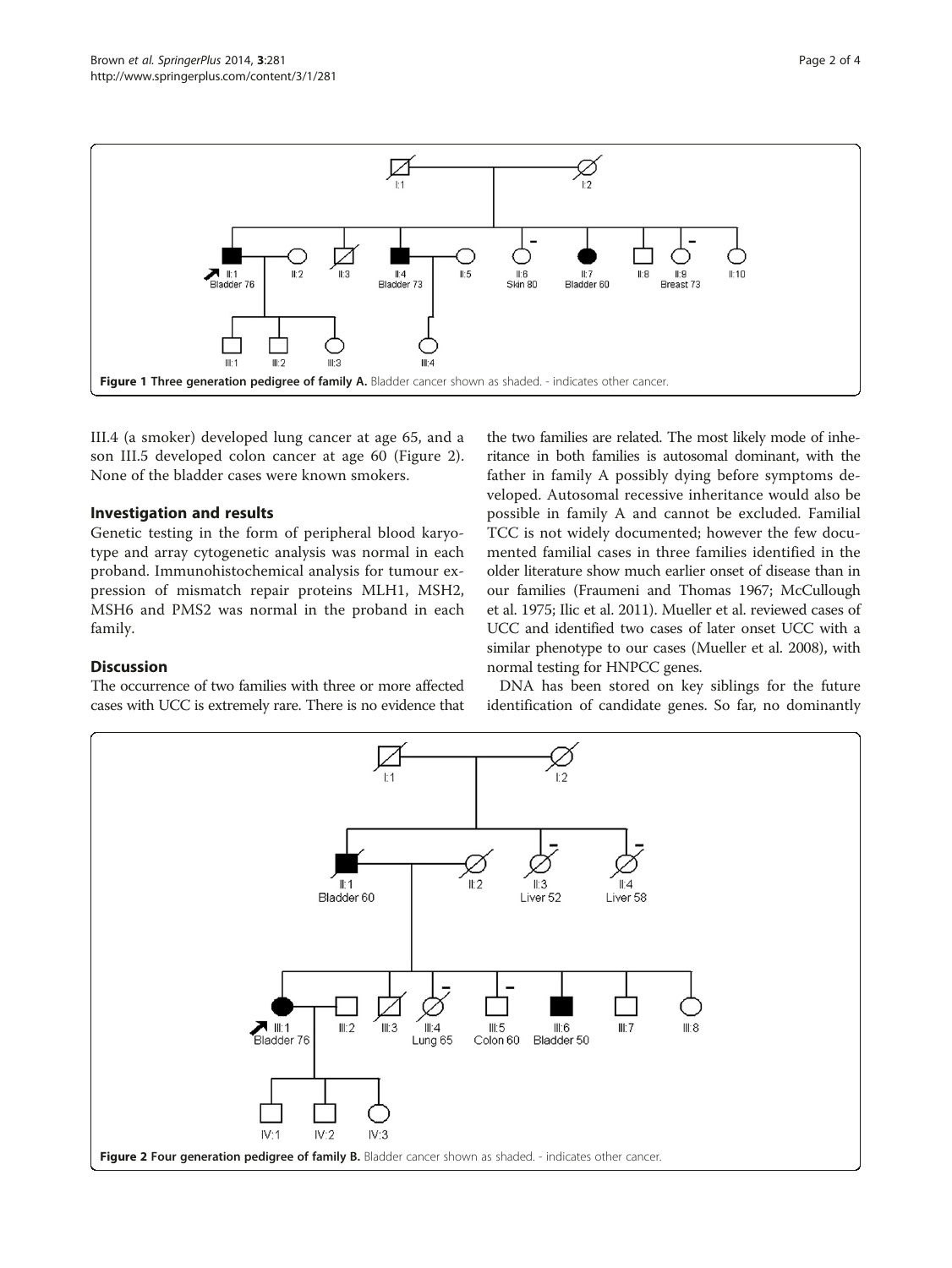Figure 1 Three generation pedigree of family A. Bladder cancer shown as shaded. - indicates other cancer.

III.4 (a smoker) developed lung cancer at age 65, and a son III.5 developed colon cancer at age 60 (Figure 2). None of the bladder cases were known smokers.

## Investigation and results

Genetic testing in the form of peripheral blood karyotype and array cytogenetic analysis was normal in each proband. Immunohistochemical analysis for tumour expression of mismatch repair proteins MLH1, MSH2, MSH6 and PMS2 was normal in the proband in each family.

## Discussion

The occurrence of two families with three or more affected cases with UCC is extremely rare. There is no evidence that the two families are related. The most likely mode of inheritance in both families is autosomal dominant, with the father in family A possibly dying before symptoms developed. Autosomal recessive inheritance would also be possible in family A and cannot be excluded. Familial TCC is not widely documented; however the few documented familial cases in three families identified in the older literature show much earlier onset of disease than in our families (Fraumeni and Thomas 1967; McCullough et al. 1975; Ilic et al. 2011). Mueller et al. reviewed cases of UCC and identified two cases of later onset UCC with a similar phenotype to our cases (Mueller et al. 2008), with normal testing for HNPCC genes.

DNA has been stored on key siblings for the future identification of candidate genes. So far, no dominantly

Figure 2 Four generation pedigree of family B. Bladder cancer shown as shaded. - indicates other cancer.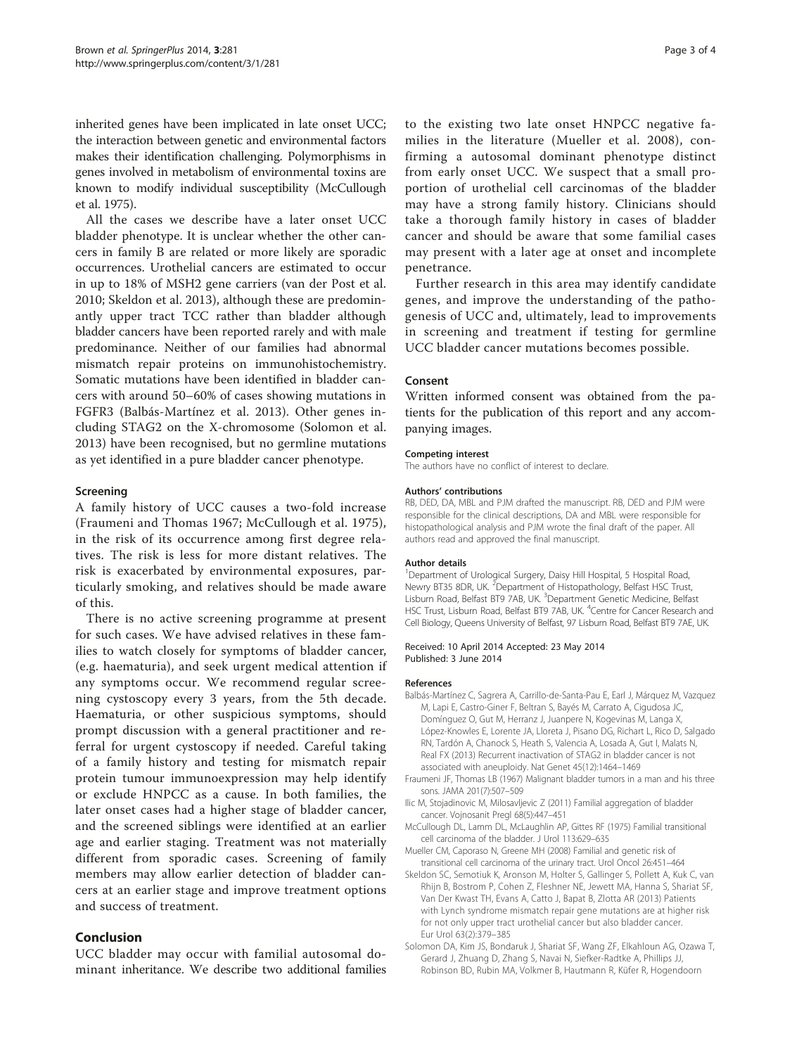inherited genes have been implicated in late onset UCC; the interaction between genetic and environmental factors makes their identification challenging. Polymorphisms in genes involved in metabolism of environmental toxins are known to modify individual susceptibility (McCullough et al. 1975).

All the cases we describe have a later onset UCC bladder phenotype. It is unclear whether the other cancers in family B are related or more likely are sporadic occurrences. Urothelial cancers are estimated to occur in up to 18% of MSH2 gene carriers (van der Post et al. 2010; Skeldon et al. 2013), although these are predominantly upper tract TCC rather than bladder although bladder cancers have been reported rarely and with male predominance. Neither of our families had abnormal mismatch repair proteins on immunohistochemistry. Somatic mutations have been identified in bladder cancers with around 50–60% of cases showing mutations in FGFR3 (Balbás-Martínez et al. 2013). Other genes including STAG2 on the X-chromosome (Solomon et al. 2013) have been recognised, but no germline mutations as yet identified in a pure bladder cancer phenotype.

### Screening

A family history of UCC causes a two-fold increase (Fraumeni and Thomas 1967; McCullough et al. 1975), in the risk of its occurrence among first degree relatives. The risk is less for more distant relatives. The risk is exacerbated by environmental exposures, particularly smoking, and relatives should be made aware of this.

There is no active screening programme at present for such cases. We have advised relatives in these families to watch closely for symptoms of bladder cancer, (e.g. haematuria), and seek urgent medical attention if any symptoms occur. We recommend regular screening cystoscopy every 3 years, from the 5th decade. Haematuria, or other suspicious symptoms, should prompt discussion with a general practitioner and referral for urgent cystoscopy if needed. Careful taking of a family history and testing for mismatch repair protein tumour immunoexpression may help identify or exclude HNPCC as a cause. In both families, the later onset cases had a higher stage of bladder cancer, and the screened siblings were identified at an earlier age and earlier staging. Treatment was not materially different from sporadic cases. Screening of family members may allow earlier detection of bladder cancers at an earlier stage and improve treatment options and success of treatment.

## Conclusion

UCC bladder may occur with familial autosomal dominant inheritance. We describe two additional families to the existing two late onset HNPCC negative families in the literature (Mueller et al. 2008), confirming a autosomal dominant phenotype distinct from early onset UCC. We suspect that a small proportion of urothelial cell carcinomas of the bladder may have a strong family history. Clinicians should take a thorough family history in cases of bladder cancer and should be aware that some familial cases may present with a later age at onset and incomplete penetrance.

Further research in this area may identify candidate genes, and improve the understanding of the pathogenesis of UCC and, ultimately, lead to improvements in screening and treatment if testing for germline UCC bladder cancer mutations becomes possible.

### Consent

Written informed consent was obtained from the patients for the publication of this report and any accompanying images.

#### Competing interest

The authors have no conflict of interest to declare.

#### Authors' contributions

RB, DED, DA, MBL and PJM drafted the manuscript. RB, DED and PJM were responsible for the clinical descriptions, DA and MBL were responsible for histopathological analysis and PJM wrote the final draft of the paper. All authors read and approved the final manuscript.

#### Author details

[1]Department of Urological Surgery, Daisy Hill Hospital, 5 Hospital Road, Newry BT35 8DR, UK. [2]Department of Histopathology, Belfast HSC Trust, Lisburn Road, Belfast BT9 7AB, UK. [3]Department Genetic Medicine, Belfast HSC Trust, Lisburn Road, Belfast BT9 7AB, UK. [4]Centre for Cancer Research and Cell Biology, Queens University of Belfast, 97 Lisburn Road, Belfast BT9 7AE, UK.

Received: 10 April 2014 Accepted: 23 May 2014
Published: 3 June 2014

#### References

Balbás-Martínez C, Sagrera A, Carrillo-de-Santa-Pau E, Earl J, Márquez M, Vazquez M, Lapi E, Castro-Giner F, Beltran S, Bayés M, Carrato A, Cigudosa JC, Domínguez O, Gut M, Herranz J, Juanpere N, Kogevinas M, Langa X, López-Knowles E, Lorente JA, Lloreta J, Pisano DG, Richart L, Rico D, Salgado RN, Tardón A, Chanock S, Heath S, Valencia A, Losada A, Gut I, Malats N, Real FX (2013) Recurrent inactivation of STAG2 in bladder cancer is not associated with aneuploidy. Nat Genet 45(12):1464–1469

Fraumeni JF, Thomas LB (1967) Malignant bladder tumors in a man and his three sons. JAMA 201(7):507–509

Ilic M, Stojadinovic M, Milosavljevic Z (2011) Familial aggregation of bladder cancer. Vojnosanit Pregl 68(5):447–451

McCullough DL, Lamm DL, McLaughlin AP, Gittes RF (1975) Familial transitional cell carcinoma of the bladder. J Urol 113:629–635

Mueller CM, Caporaso N, Greene MH (2008) Familial and genetic risk of transitional cell carcinoma of the urinary tract. Urol Oncol 26:451–464

Skeldon SC, Semotiuk K, Aronson M, Holter S, Gallinger S, Pollett A, Kuk C, van Rhijn B, Bostrom P, Cohen Z, Fleshner NE, Jewett MA, Hanna S, Shariat SF, Van Der Kwast TH, Evans A, Catto J, Bapat B, Zlotta AR (2013) Patients with Lynch syndrome mismatch repair gene mutations are at higher risk for not only upper tract urothelial cancer but also bladder cancer. Eur Urol 63(2):379–385

Solomon DA, Kim JS, Bondaruk J, Shariat SF, Wang ZF, Elkahloun AG, Ozawa T, Gerard J, Zhuang D, Zhang S, Navai N, Siefker-Radtke A, Phillips JJ, Robinson BD, Rubin MA, Volkmer B, Hautmann R, Küfer R, Hogendoorn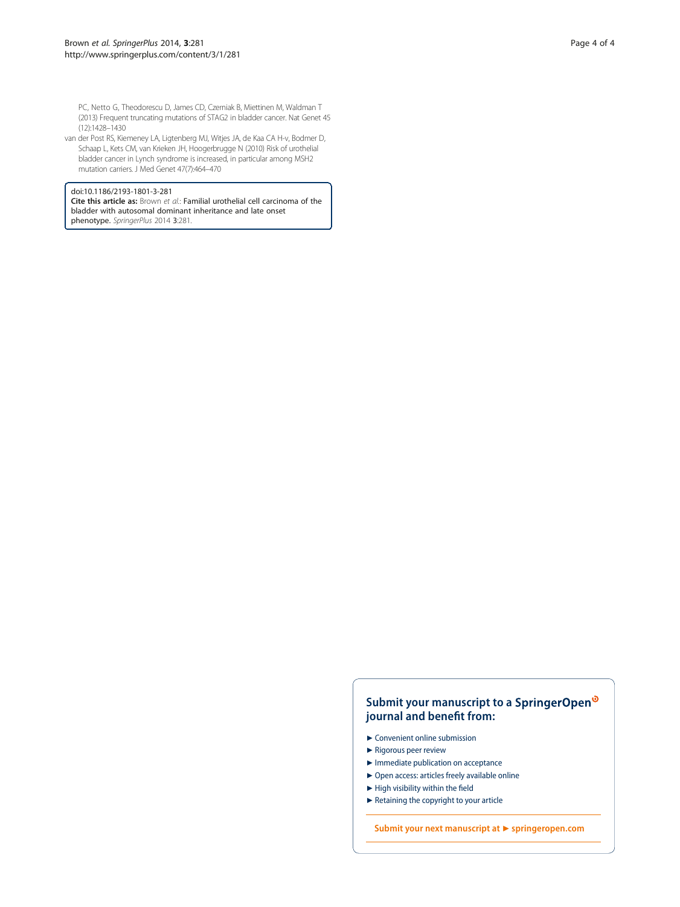PC, Netto G, Theodorescu D, James CD, Czerniak B, Miettinen M, Waldman T (2013) Frequent truncating mutations of STAG2 in bladder cancer. Nat Genet 45 (12):1428–1430

van der Post RS, Kiemeney LA, Ligtenberg MJ, Witjes JA, de Kaa CA H-v, Bodmer D, Schaap L, Kets CM, van Krieken JH, Hoogerbrugge N (2010) Risk of urothelial bladder cancer in Lynch syndrome is increased, in particular among MSH2 mutation carriers. J Med Genet 47(7):464–470

doi:10.1186/2193-1801-3-281
**Cite this article as:** Brown *et al.*: **Familial urothelial cell carcinoma of the bladder with autosomal dominant inheritance and late onset phenotype.** *SpringerPlus* 2014 **3**:281.

**Submit your manuscript to a SpringerOpen journal and benefit from:**

- ► Convenient online submission
- ► Rigorous peer review
- ► Immediate publication on acceptance
- ► Open access: articles freely available online
- ► High visibility within the field
- ► Retaining the copyright to your article

**Submit your next manuscript at ► springeropen.com**